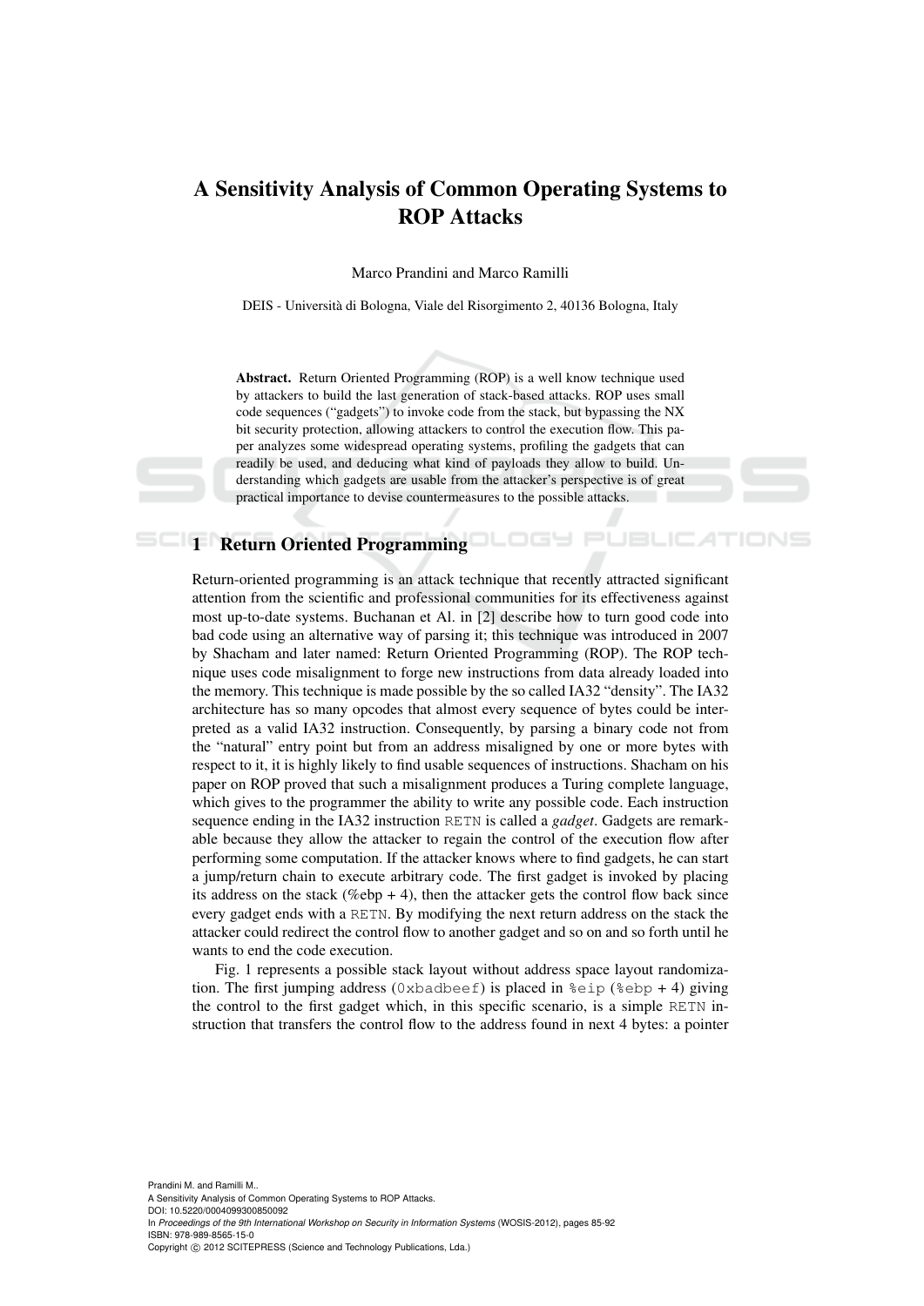# A Sensitivity Analysis of Common Operating Systems to ROP Attacks

Marco Prandini and Marco Ramilli

DEIS - Università di Bologna, Viale del Risorgimento 2, 40136 Bologna, Italy

**Abstract.** Return Oriented Programming (ROP) is a well know technique used by attackers to build the last generation of stack-based attacks. ROP uses small code sequences ("gadgets") to invoke code from the stack, but bypassing the NX bit security protection, allowing attackers to control the execution flow. This paper analyzes some widespread operating systems, profiling the gadgets that can readily be used, and deducing what kind of payloads they allow to build. Understanding which gadgets are usable from the attacker's perspective is of great practical importance to devise countermeasures to the possible attacks.

## 1 Return Oriented Programming

Return-oriented programming is an attack technique that recently attracted significant attention from the scientific and professional communities for its effectiveness against most up-to-date systems. Buchanan et Al. in [2] describe how to turn good code into bad code using an alternative way of parsing it; this technique was introduced in 2007 by Shacham and later named: Return Oriented Programming (ROP). The ROP technique uses code misalignment to forge new instructions from data already loaded into the memory. This technique is made possible by the so called IA32 "density". The IA32 architecture has so many opcodes that almost every sequence of bytes could be interpreted as a valid IA32 instruction. Consequently, by parsing a binary code not from the "natural" entry point but from an address misaligned by one or more bytes with respect to it, it is highly likely to find usable sequences of instructions. Shacham on his paper on ROP proved that such a misalignment produces a Turing complete language, which gives to the programmer the ability to write any possible code. Each instruction sequence ending in the IA32 instruction `RETN` is called a *gadget*. Gadgets are remarkable because they allow the attacker to regain the control of the execution flow after performing some computation. If the attacker knows where to find gadgets, he can start a jump/return chain to execute arbitrary code. The first gadget is invoked by placing its address on the stack (%ebp + 4), then the attacker gets the control flow back since every gadget ends with a `RETN`. By modifying the next return address on the stack the attacker could redirect the control flow to another gadget and so on and so forth until he wants to end the code execution.

Fig. 1 represents a possible stack layout without address space layout randomization. The first jumping address (`0xbadbeef`) is placed in `%eip` (`%ebp` + 4) giving the control to the first gadget which, in this specific scenario, is a simple `RETN` instruction that transfers the control flow to the address found in next 4 bytes: a pointer

Prandini M. and Ramilli M..
A Sensitivity Analysis of Common Operating Systems to ROP Attacks.
DOI: 10.5220/0004099300850092
In *Proceedings of the 9th International Workshop on Security in Information Systems* (WOSIS-2012), pages 85-92
ISBN: 978-989-8565-15-0
Copyright © 2012 SCITEPRESS (Science and Technology Publications, Lda.)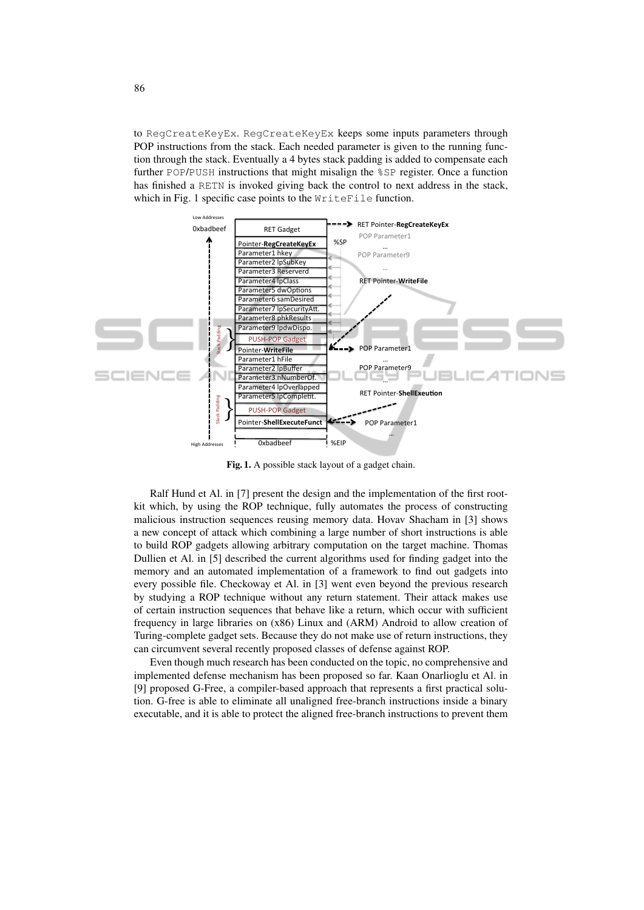to RegCreateKeyEx. RegCreateKeyEx keeps some inputs parameters through POP instructions from the stack. Each needed parameter is given to the running function through the stack. Eventually a 4 bytes stack padding is added to compensate each further POP/PUSH instructions that might misalign the %SP register. Once a function has finished a RETN is invoked giving back the control to next address in the stack, which in Fig. 1 specific case points to the WriteFile function.

**Fig. 1.** A possible stack layout of a gadget chain.

Ralf Hund et Al. in [7] present the design and the implementation of the first rootkit which, by using the ROP technique, fully automates the process of constructing malicious instruction sequences reusing memory data. Hovav Shacham in [3] shows a new concept of attack which combining a large number of short instructions is able to build ROP gadgets allowing arbitrary computation on the target machine. Thomas Dullien et Al. in [5] described the current algorithms used for finding gadget into the memory and an automated implementation of a framework to find out gadgets into every possible file. Checkoway et Al. in [3] went even beyond the previous research by studying a ROP technique without any return statement. Their attack makes use of certain instruction sequences that behave like a return, which occur with sufficient frequency in large libraries on (x86) Linux and (ARM) Android to allow creation of Turing-complete gadget sets. Because they do not make use of return instructions, they can circumvent several recently proposed classes of defense against ROP.

Even though much research has been conducted on the topic, no comprehensive and implemented defense mechanism has been proposed so far. Kaan Onarlioglu et Al. in [9] proposed G-Free, a compiler-based approach that represents a first practical solution. G-free is able to eliminate all unaligned free-branch instructions inside a binary executable, and it is able to protect the aligned free-branch instructions to prevent them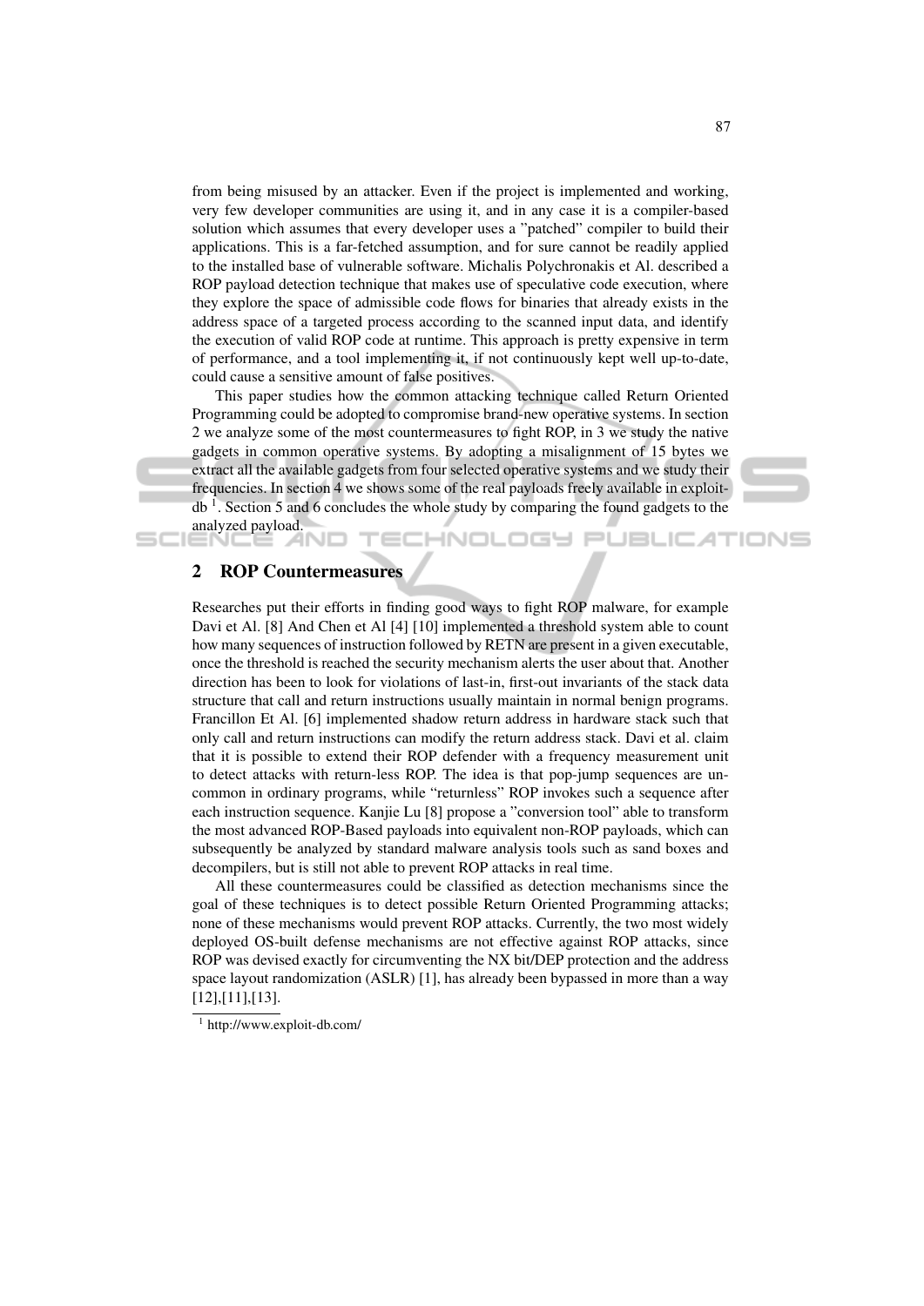from being misused by an attacker. Even if the project is implemented and working, very few developer communities are using it, and in any case it is a compiler-based solution which assumes that every developer uses a "patched" compiler to build their applications. This is a far-fetched assumption, and for sure cannot be readily applied to the installed base of vulnerable software. Michalis Polychronakis et Al. described a ROP payload detection technique that makes use of speculative code execution, where they explore the space of admissible code flows for binaries that already exists in the address space of a targeted process according to the scanned input data, and identify the execution of valid ROP code at runtime. This approach is pretty expensive in term of performance, and a tool implementing it, if not continuously kept well up-to-date, could cause a sensitive amount of false positives.

This paper studies how the common attacking technique called Return Oriented Programming could be adopted to compromise brand-new operative systems. In section 2 we analyze some of the most countermeasures to fight ROP, in 3 we study the native gadgets in common operative systems. By adopting a misalignment of 15 bytes we extract all the available gadgets from four selected operative systems and we study their frequencies. In section 4 we shows some of the real payloads freely available in exploit-db [1]. Section 5 and 6 concludes the whole study by comparing the found gadgets to the analyzed payload.

## 2 ROP Countermeasures

Researches put their efforts in finding good ways to fight ROP malware, for example Davi et Al. [8] And Chen et Al [4] [10] implemented a threshold system able to count how many sequences of instruction followed by RETN are present in a given executable, once the threshold is reached the security mechanism alerts the user about that. Another direction has been to look for violations of last-in, first-out invariants of the stack data structure that call and return instructions usually maintain in normal benign programs. Francillon Et Al. [6] implemented shadow return address in hardware stack such that only call and return instructions can modify the return address stack. Davi et al. claim that it is possible to extend their ROP defender with a frequency measurement unit to detect attacks with return-less ROP. The idea is that pop-jump sequences are uncommon in ordinary programs, while "returnless" ROP invokes such a sequence after each instruction sequence. Kanjie Lu [8] propose a "conversion tool" able to transform the most advanced ROP-Based payloads into equivalent non-ROP payloads, which can subsequently be analyzed by standard malware analysis tools such as sand boxes and decompilers, but is still not able to prevent ROP attacks in real time.

All these countermeasures could be classified as detection mechanisms since the goal of these techniques is to detect possible Return Oriented Programming attacks; none of these mechanisms would prevent ROP attacks. Currently, the two most widely deployed OS-built defense mechanisms are not effective against ROP attacks, since ROP was devised exactly for circumventing the NX bit/DEP protection and the address space layout randomization (ASLR) [1], has already been bypassed in more than a way [12],[11],[13].

[1] http://www.exploit-db.com/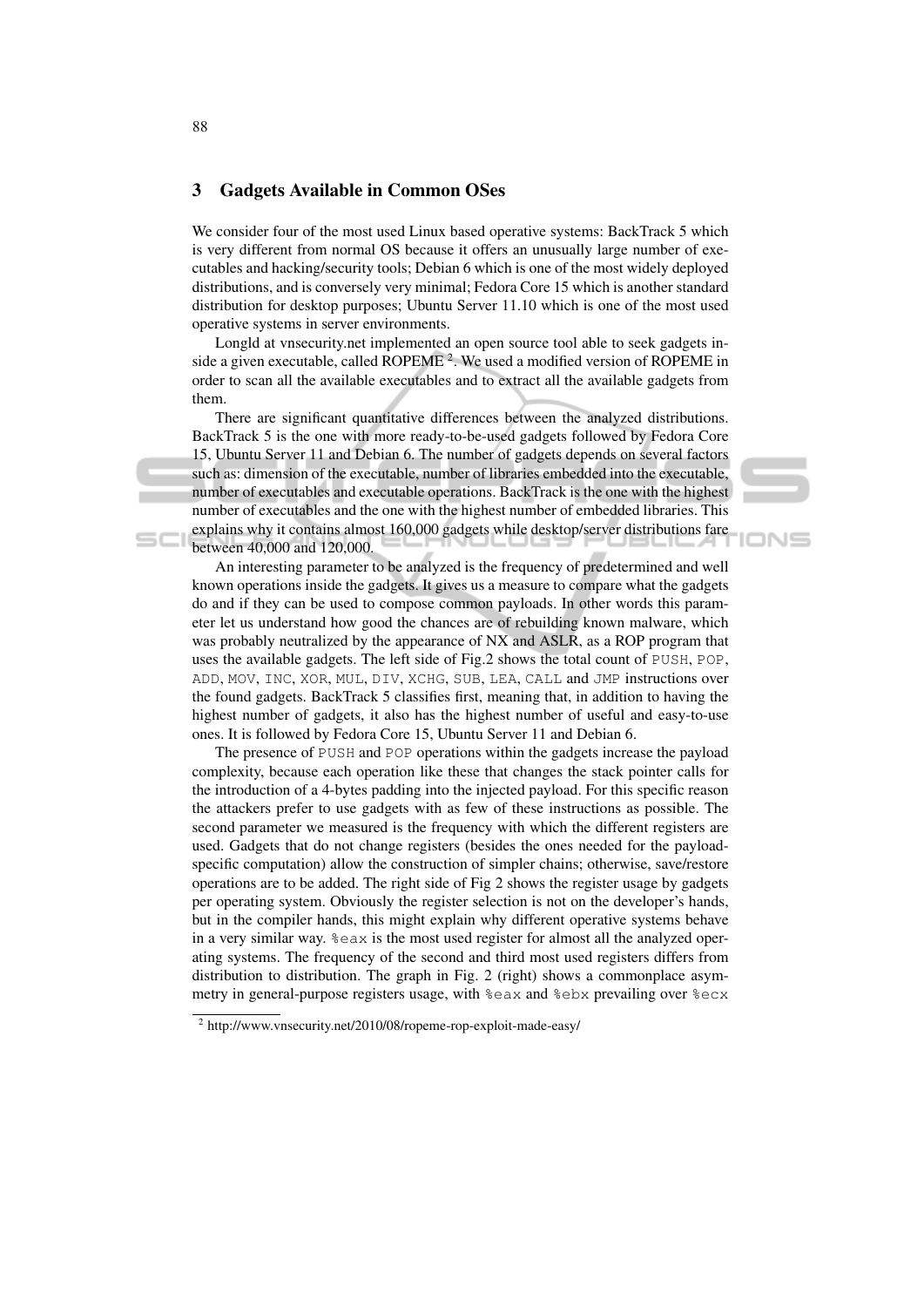## 3 Gadgets Available in Common OSes

We consider four of the most used Linux based operative systems: BackTrack 5 which is very different from normal OS because it offers an unusually large number of executables and hacking/security tools; Debian 6 which is one of the most widely deployed distributions, and is conversely very minimal; Fedora Core 15 which is another standard distribution for desktop purposes; Ubuntu Server 11.10 which is one of the most used operative systems in server environments.

Longld at vnsecurity.net implemented an open source tool able to seek gadgets inside a given executable, called ROPEME [2]. We used a modified version of ROPEME in order to scan all the available executables and to extract all the available gadgets from them.

There are significant quantitative differences between the analyzed distributions. BackTrack 5 is the one with more ready-to-be-used gadgets followed by Fedora Core 15, Ubuntu Server 11 and Debian 6. The number of gadgets depends on several factors such as: dimension of the executable, number of libraries embedded into the executable, number of executables and executable operations. BackTrack is the one with the highest number of executables and the one with the highest number of embedded libraries. This explains why it contains almost 160,000 gadgets while desktop/server distributions fare between 40,000 and 120,000.

An interesting parameter to be analyzed is the frequency of predetermined and well known operations inside the gadgets. It gives us a measure to compare what the gadgets do and if they can be used to compose common payloads. In other words this parameter let us understand how good the chances are of rebuilding known malware, which was probably neutralized by the appearance of NX and ASLR, as a ROP program that uses the available gadgets. The left side of Fig.2 shows the total count of `PUSH`, `POP`, `ADD`, `MOV`, `INC`, `XOR`, `MUL`, `DIV`, `XCHG`, `SUB`, `LEA`, `CALL` and `JMP` instructions over the found gadgets. BackTrack 5 classifies first, meaning that, in addition to having the highest number of gadgets, it also has the highest number of useful and easy-to-use ones. It is followed by Fedora Core 15, Ubuntu Server 11 and Debian 6.

The presence of `PUSH` and `POP` operations within the gadgets increase the payload complexity, because each operation like these that changes the stack pointer calls for the introduction of a 4-bytes padding into the injected payload. For this specific reason the attackers prefer to use gadgets with as few of these instructions as possible. The second parameter we measured is the frequency with which the different registers are used. Gadgets that do not change registers (besides the ones needed for the payload-specific computation) allow the construction of simpler chains; otherwise, save/restore operations are to be added. The right side of Fig 2 shows the register usage by gadgets per operating system. Obviously the register selection is not on the developer's hands, but in the compiler hands, this might explain why different operative systems behave in a very similar way. `%eax` is the most used register for almost all the analyzed operating systems. The frequency of the second and third most used registers differs from distribution to distribution. The graph in Fig. 2 (right) shows a commonplace asymmetry in general-purpose registers usage, with `%eax` and `%ebx` prevailing over `%ecx`

---

[2] http://www.vnsecurity.net/2010/08/ropeme-rop-exploit-made-easy/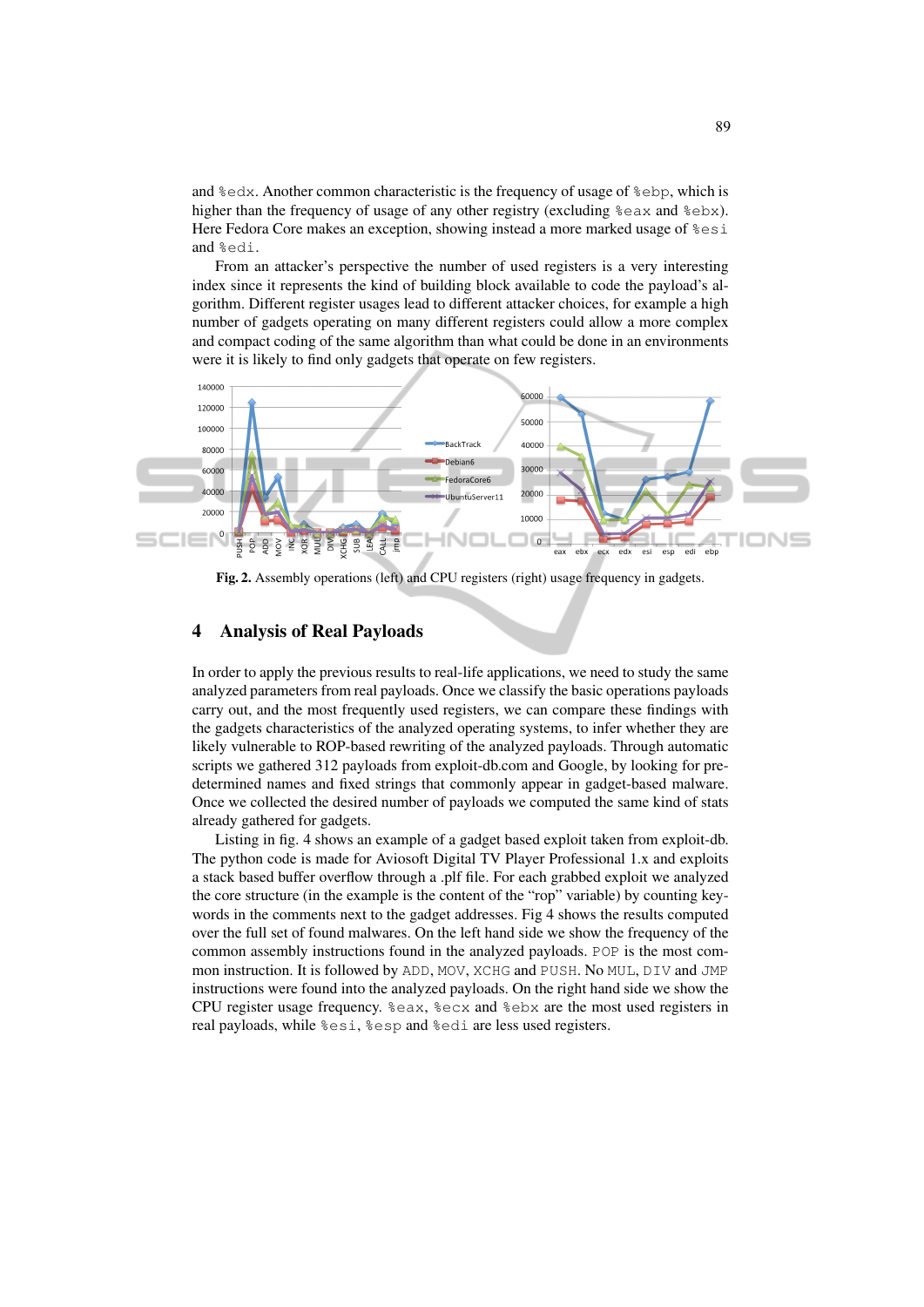and %edx. Another common characteristic is the frequency of usage of %ebp, which is higher than the frequency of usage of any other registry (excluding %eax and %ebx). Here Fedora Core makes an exception, showing instead a more marked usage of %esi and %edi.

From an attacker's perspective the number of used registers is a very interesting index since it represents the kind of building block available to code the payload's algorithm. Different register usages lead to different attacker choices, for example a high number of gadgets operating on many different registers could allow a more complex and compact coding of the same algorithm than what could be done in an environments were it is likely to find only gadgets that operate on few registers.

**Fig. 2.** Assembly operations (left) and CPU registers (right) usage frequency in gadgets.

## 4 Analysis of Real Payloads

In order to apply the previous results to real-life applications, we need to study the same analyzed parameters from real payloads. Once we classify the basic operations payloads carry out, and the most frequently used registers, we can compare these findings with the gadgets characteristics of the analyzed operating systems, to infer whether they are likely vulnerable to ROP-based rewriting of the analyzed payloads. Through automatic scripts we gathered 312 payloads from exploit-db.com and Google, by looking for predetermined names and fixed strings that commonly appear in gadget-based malware. Once we collected the desired number of payloads we computed the same kind of stats already gathered for gadgets.

Listing in fig. 4 shows an example of a gadget based exploit taken from exploit-db. The python code is made for Aviosoft Digital TV Player Professional 1.x and exploits a stack based buffer overflow through a .plf file. For each grabbed exploit we analyzed the core structure (in the example is the content of the "rop" variable) by counting keywords in the comments next to the gadget addresses. Fig 4 shows the results computed over the full set of found malwares. On the left hand side we show the frequency of the common assembly instructions found in the analyzed payloads. POP is the most common instruction. It is followed by ADD, MOV, XCHG and PUSH. No MUL, DIV and JMP instructions were found into the analyzed payloads. On the right hand side we show the CPU register usage frequency. %eax, %ecx and %ebx are the most used registers in real payloads, while %esi, %esp and %edi are less used registers.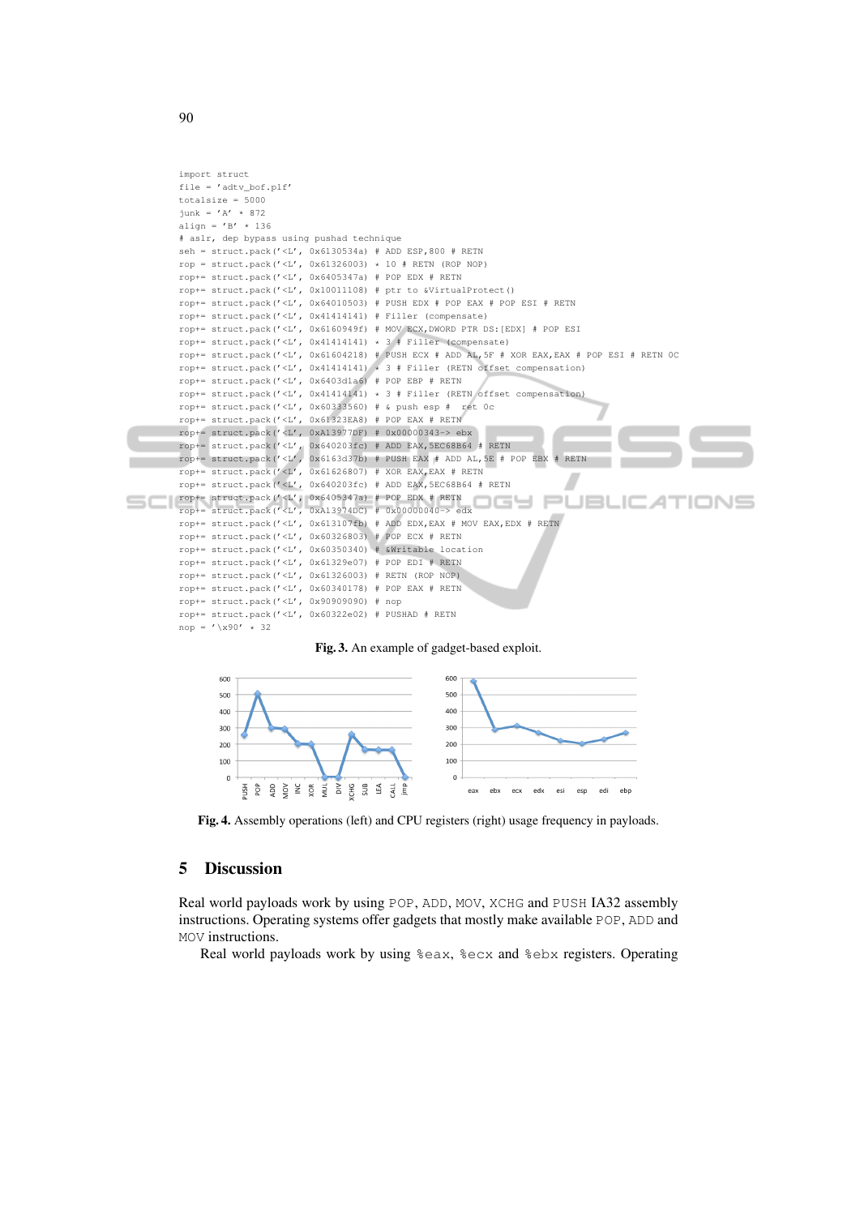```
import struct
file = 'adtv_bof.plf'
totalsize = 5000
junk = 'A' * 872
align = 'B' * 136
# aslr, dep bypass using pushad technique
seh = struct.pack('<L', 0x6130534a) # ADD ESP,800 # RETN
rop = struct.pack('<L', 0x61326003) * 10 # RETN (ROP NOP)
rop+= struct.pack('<L', 0x6405347a) # POP EDX # RETN
rop+= struct.pack('<L', 0x10011108) # ptr to &VirtualProtect()
rop+= struct.pack('<L', 0x64010503) # PUSH EDX # POP EAX # POP ESI # RETN
rop+= struct.pack('<L', 0x41414141) # Filler (compensate)
rop+= struct.pack('<L', 0x6160949f) # MOV ECX,DWORD PTR DS:[EDX] # POP ESI
rop+= struct.pack('<L', 0x41414141) * 3 # Filler (compensate)
rop+= struct.pack('<L', 0x61604218) # PUSH ECX # ADD AL,5F # XOR EAX,EAX # POP ESI # RETN 0C
rop+= struct.pack('<L', 0x41414141) * 3 # Filler (RETN offset compensation)
rop+= struct.pack('<L', 0x6403d1a6) # POP EBP # RETN
rop+= struct.pack('<L', 0x41414141) * 3 # Filler (RETN offset compensation)
rop+= struct.pack('<L', 0x60333560) # & push esp #  ret 0c
rop+= struct.pack('<L', 0x61323EA8) # POP EAX # RETN
rop+= struct.pack('<L', 0xA13977DF) # 0x00000343-> ebx
rop+= struct.pack('<L', 0x640203fc) # ADD EAX,5EC68B64 # RETN
rop+= struct.pack('<L', 0x6163d37b) # PUSH EAX # ADD AL,5E # POP EBX # RETN
rop+= struct.pack('<L', 0x61626807) # XOR EAX,EAX # RETN
rop+= struct.pack('<L', 0x640203fc) # ADD EAX,5EC68B64 # RETN
rop+= struct.pack('<L', 0x6405347a) # POP EDX # RETN
rop+= struct.pack('<L', 0xA13974DC) # 0x00000040-> edx
rop+= struct.pack('<L', 0x613107fb) # ADD EDX,EAX # MOV EAX,EDX # RETN
rop+= struct.pack('<L', 0x60326803) # POP ECX # RETN
rop+= struct.pack('<L', 0x60350340) # &Writable location
rop+= struct.pack('<L', 0x61329e07) # POP EDI # RETN
rop+= struct.pack('<L', 0x61326003) # RETN (ROP NOP)
rop+= struct.pack('<L', 0x60340178) # POP EAX # RETN
rop+= struct.pack('<L', 0x90909090) # nop
rop+= struct.pack('<L', 0x60322e02) # PUSHAD # RETN
nop = '\x90' * 32
```

**Fig. 3.** An example of gadget-based exploit.

**Fig. 4.** Assembly operations (left) and CPU registers (right) usage frequency in payloads.

## 5 Discussion

Real world payloads work by using POP, ADD, MOV, XCHG and PUSH IA32 assembly instructions. Operating systems offer gadgets that mostly make available POP, ADD and MOV instructions.

Real world payloads work by using %eax, %ecx and %ebx registers. Operating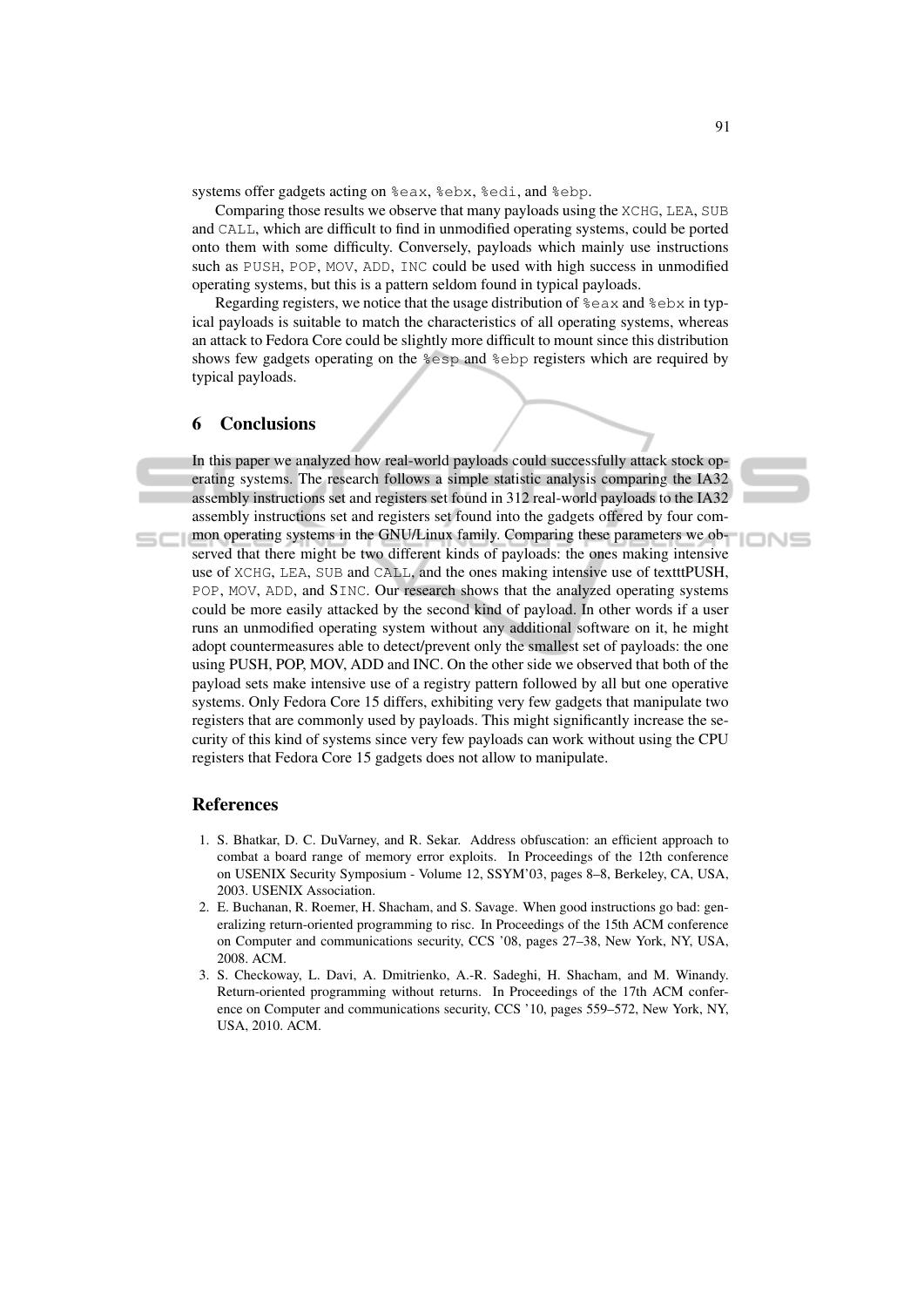systems offer gadgets acting on %eax, %ebx, %edi, and %ebp.

Comparing those results we observe that many payloads using the XCHG, LEA, SUB and CALL, which are difficult to find in unmodified operating systems, could be ported onto them with some difficulty. Conversely, payloads which mainly use instructions such as PUSH, POP, MOV, ADD, INC could be used with high success in unmodified operating systems, but this is a pattern seldom found in typical payloads.

Regarding registers, we notice that the usage distribution of %eax and %ebx in typical payloads is suitable to match the characteristics of all operating systems, whereas an attack to Fedora Core could be slightly more difficult to mount since this distribution shows few gadgets operating on the %esp and %ebp registers which are required by typical payloads.

## 6 Conclusions

In this paper we analyzed how real-world payloads could successfully attack stock operating systems. The research follows a simple statistic analysis comparing the IA32 assembly instructions set and registers set found in 312 real-world payloads to the IA32 assembly instructions set and registers set found into the gadgets offered by four common operating systems in the GNU/Linux family. Comparing these parameters we observed that there might be two different kinds of payloads: the ones making intensive use of XCHG, LEA, SUB and CALL, and the ones making intensive use of textttPUSH, POP, MOV, ADD, and SINC. Our research shows that the analyzed operating systems could be more easily attacked by the second kind of payload. In other words if a user runs an unmodified operating system without any additional software on it, he might adopt countermeasures able to detect/prevent only the smallest set of payloads: the one using PUSH, POP, MOV, ADD and INC. On the other side we observed that both of the payload sets make intensive use of a registry pattern followed by all but one operative systems. Only Fedora Core 15 differs, exhibiting very few gadgets that manipulate two registers that are commonly used by payloads. This might significantly increase the security of this kind of systems since very few payloads can work without using the CPU registers that Fedora Core 15 gadgets does not allow to manipulate.

## References

1. S. Bhatkar, D. C. DuVarney, and R. Sekar. Address obfuscation: an efficient approach to combat a board range of memory error exploits. In Proceedings of the 12th conference on USENIX Security Symposium - Volume 12, SSYM'03, pages 8–8, Berkeley, CA, USA, 2003. USENIX Association.
2. E. Buchanan, R. Roemer, H. Shacham, and S. Savage. When good instructions go bad: generalizing return-oriented programming to risc. In Proceedings of the 15th ACM conference on Computer and communications security, CCS '08, pages 27–38, New York, NY, USA, 2008. ACM.
3. S. Checkoway, L. Davi, A. Dmitrienko, A.-R. Sadeghi, H. Shacham, and M. Winandy. Return-oriented programming without returns. In Proceedings of the 17th ACM conference on Computer and communications security, CCS '10, pages 559–572, New York, NY, USA, 2010. ACM.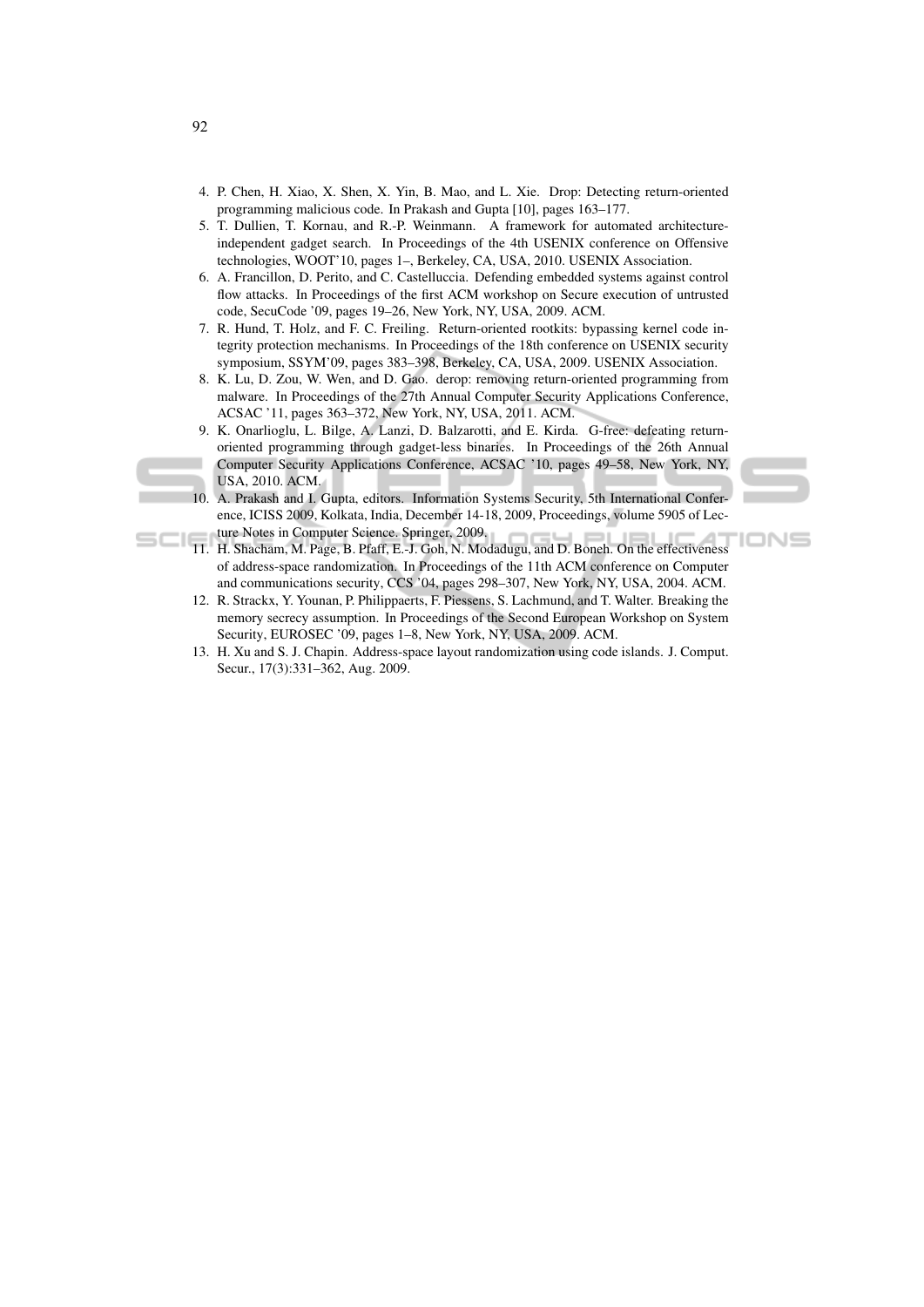4. P. Chen, H. Xiao, X. Shen, X. Yin, B. Mao, and L. Xie. Drop: Detecting return-oriented programming malicious code. In Prakash and Gupta [10], pages 163–177.
5. T. Dullien, T. Kornau, and R.-P. Weinmann. A framework for automated architecture-independent gadget search. In Proceedings of the 4th USENIX conference on Offensive technologies, WOOT'10, pages 1–, Berkeley, CA, USA, 2010. USENIX Association.
6. A. Francillon, D. Perito, and C. Castelluccia. Defending embedded systems against control flow attacks. In Proceedings of the first ACM workshop on Secure execution of untrusted code, SecuCode '09, pages 19–26, New York, NY, USA, 2009. ACM.
7. R. Hund, T. Holz, and F. C. Freiling. Return-oriented rootkits: bypassing kernel code integrity protection mechanisms. In Proceedings of the 18th conference on USENIX security symposium, SSYM'09, pages 383–398, Berkeley, CA, USA, 2009. USENIX Association.
8. K. Lu, D. Zou, W. Wen, and D. Gao. derop: removing return-oriented programming from malware. In Proceedings of the 27th Annual Computer Security Applications Conference, ACSAC '11, pages 363–372, New York, NY, USA, 2011. ACM.
9. K. Onarlioglu, L. Bilge, A. Lanzi, D. Balzarotti, and E. Kirda. G-free: defeating return-oriented programming through gadget-less binaries. In Proceedings of the 26th Annual Computer Security Applications Conference, ACSAC '10, pages 49–58, New York, NY, USA, 2010. ACM.
10. A. Prakash and I. Gupta, editors. Information Systems Security, 5th International Conference, ICISS 2009, Kolkata, India, December 14-18, 2009, Proceedings, volume 5905 of Lecture Notes in Computer Science. Springer, 2009.
11. H. Shacham, M. Page, B. Pfaff, E.-J. Goh, N. Modadugu, and D. Boneh. On the effectiveness of address-space randomization. In Proceedings of the 11th ACM conference on Computer and communications security, CCS '04, pages 298–307, New York, NY, USA, 2004. ACM.
12. R. Strackx, Y. Younan, P. Philippaerts, F. Piessens, S. Lachmund, and T. Walter. Breaking the memory secrecy assumption. In Proceedings of the Second European Workshop on System Security, EUROSEC '09, pages 1–8, New York, NY, USA, 2009. ACM.
13. H. Xu and S. J. Chapin. Address-space layout randomization using code islands. J. Comput. Secur., 17(3):331–362, Aug. 2009.